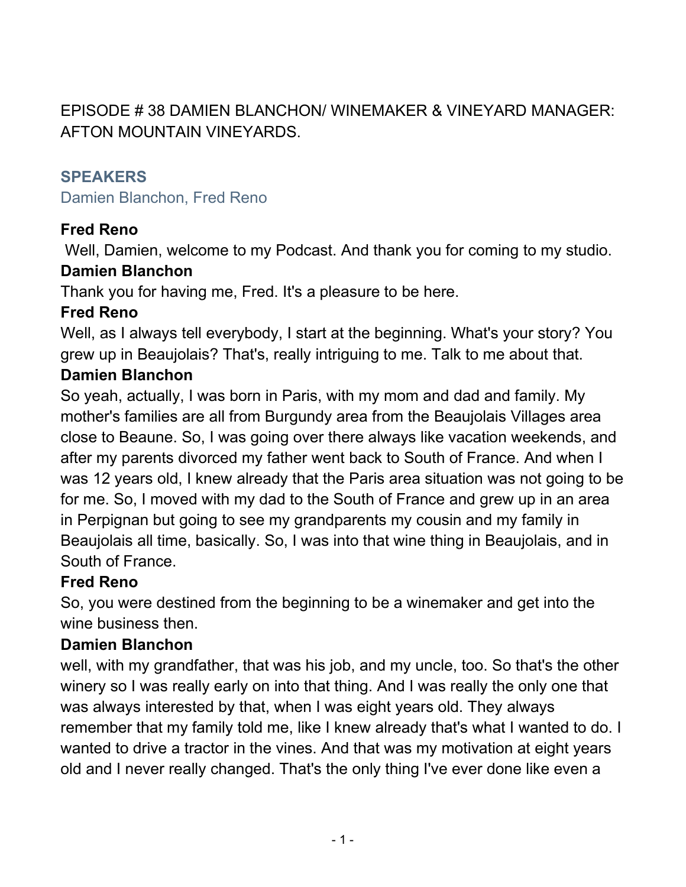# EPISODE # 38 DAMIEN BLANCHON/ WINEMAKER & VINEYARD MANAGER: AFTON MOUNTAIN VINEYARDS.

## SPEAKERS

Damien Blanchon, Fred Reno

**Fred Reno**

Well, Damien, welcome to my Podcast. And thank you for coming to my studio.

**Damien Blanchon**

Thank you for having me, Fred. It's a pleasure to be here.

**Fred Reno**

Well, as I always tell everybody, I start at the beginning. What's your story? You grew up in Beaujolais? That's, really intriguing to me. Talk to me about that.

**Damien Blanchon**

So yeah, actually, I was born in Paris, with my mom and dad and family. My mother's families are all from Burgundy area from the Beaujolais Villages area close to Beaune. So, I was going over there always like vacation weekends, and after my parents divorced my father went back to South of France. And when I was 12 years old, I knew already that the Paris area situation was not going to be for me. So, I moved with my dad to the South of France and grew up in an area in Perpignan but going to see my grandparents my cousin and my family in Beaujolais all time, basically. So, I was into that wine thing in Beaujolais, and in South of France.

**Fred Reno**

So, you were destined from the beginning to be a winemaker and get into the wine business then.

**Damien Blanchon**

well, with my grandfather, that was his job, and my uncle, too. So that's the other winery so I was really early on into that thing. And I was really the only one that was always interested by that, when I was eight years old. They always remember that my family told me, like I knew already that's what I wanted to do. I wanted to drive a tractor in the vines. And that was my motivation at eight years old and I never really changed. That's the only thing I've ever done like even a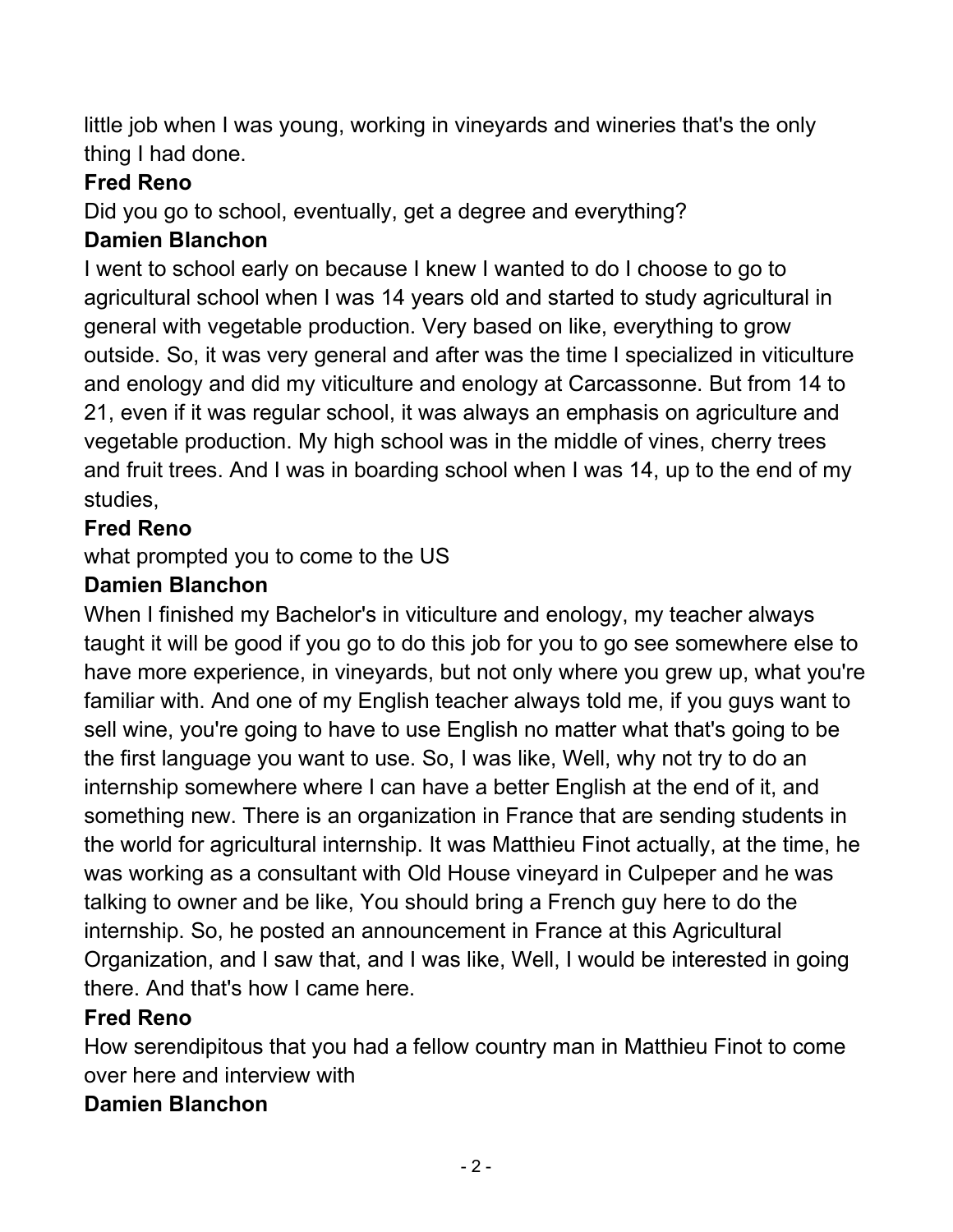little job when I was young, working in vineyards and wineries that's the only thing I had done.

**Fred Reno**

Did you go to school, eventually, get a degree and everything?

**Damien Blanchon**

I went to school early on because I knew I wanted to do I choose to go to agricultural school when I was 14 years old and started to study agricultural in general with vegetable production. Very based on like, everything to grow outside. So, it was very general and after was the time I specialized in viticulture and enology and did my viticulture and enology at Carcassonne. But from 14 to 21, even if it was regular school, it was always an emphasis on agriculture and vegetable production. My high school was in the middle of vines, cherry trees and fruit trees. And I was in boarding school when I was 14, up to the end of my studies,

**Fred Reno**

what prompted you to come to the US

**Damien Blanchon**

When I finished my Bachelor's in viticulture and enology, my teacher always taught it will be good if you go to do this job for you to go see somewhere else to have more experience, in vineyards, but not only where you grew up, what you're familiar with. And one of my English teacher always told me, if you guys want to sell wine, you're going to have to use English no matter what that's going to be the first language you want to use. So, I was like, Well, why not try to do an internship somewhere where I can have a better English at the end of it, and something new. There is an organization in France that are sending students in the world for agricultural internship. It was Matthieu Finot actually, at the time, he was working as a consultant with Old House vineyard in Culpeper and he was talking to owner and be like, You should bring a French guy here to do the internship. So, he posted an announcement in France at this Agricultural Organization, and I saw that, and I was like, Well, I would be interested in going there. And that's how I came here.

**Fred Reno**

How serendipitous that you had a fellow country man in Matthieu Finot to come over here and interview with

**Damien Blanchon**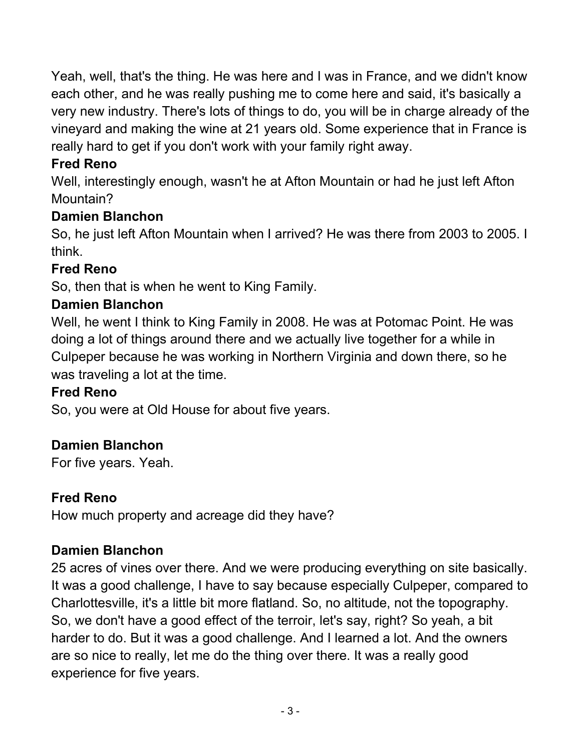Yeah, well, that's the thing. He was here and I was in France, and we didn't know each other, and he was really pushing me to come here and said, it's basically a very new industry. There's lots of things to do, you will be in charge already of the vineyard and making the wine at 21 years old. Some experience that in France is really hard to get if you don't work with your family right away.

**Fred Reno**

Well, interestingly enough, wasn't he at Afton Mountain or had he just left Afton Mountain?

**Damien Blanchon**

So, he just left Afton Mountain when I arrived? He was there from 2003 to 2005. I think.

**Fred Reno**

So, then that is when he went to King Family.

**Damien Blanchon**

Well, he went I think to King Family in 2008. He was at Potomac Point. He was doing a lot of things around there and we actually live together for a while in Culpeper because he was working in Northern Virginia and down there, so he was traveling a lot at the time.

**Fred Reno**

So, you were at Old House for about five years.

**Damien Blanchon**

For five years. Yeah.

**Fred Reno**

How much property and acreage did they have?

**Damien Blanchon**

25 acres of vines over there. And we were producing everything on site basically. It was a good challenge, I have to say because especially Culpeper, compared to Charlottesville, it's a little bit more flatland. So, no altitude, not the topography. So, we don't have a good effect of the terroir, let's say, right? So yeah, a bit harder to do. But it was a good challenge. And I learned a lot. And the owners are so nice to really, let me do the thing over there. It was a really good experience for five years.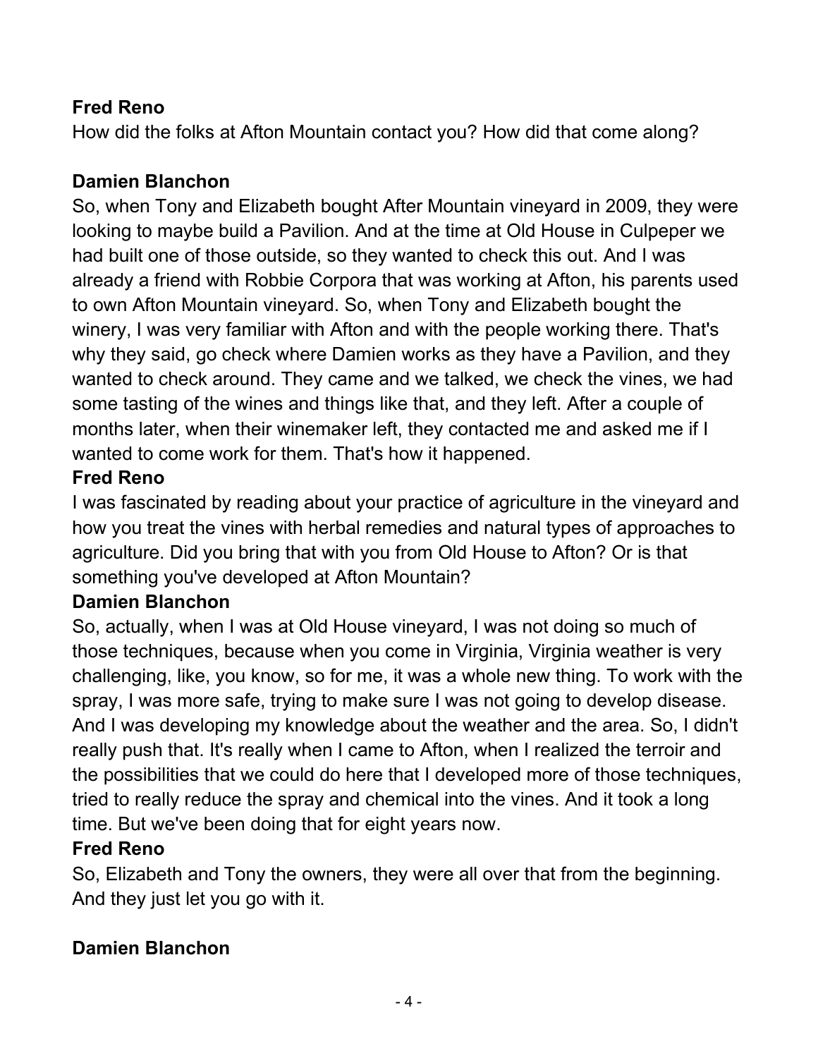**Fred Reno**

How did the folks at Afton Mountain contact you? How did that come along?

**Damien Blanchon**

So, when Tony and Elizabeth bought After Mountain vineyard in 2009, they were looking to maybe build a Pavilion. And at the time at Old House in Culpeper we had built one of those outside, so they wanted to check this out. And I was already a friend with Robbie Corpora that was working at Afton, his parents used to own Afton Mountain vineyard. So, when Tony and Elizabeth bought the winery, I was very familiar with Afton and with the people working there. That's why they said, go check where Damien works as they have a Pavilion, and they wanted to check around. They came and we talked, we check the vines, we had some tasting of the wines and things like that, and they left. After a couple of months later, when their winemaker left, they contacted me and asked me if I wanted to come work for them. That's how it happened.

**Fred Reno**

I was fascinated by reading about your practice of agriculture in the vineyard and how you treat the vines with herbal remedies and natural types of approaches to agriculture. Did you bring that with you from Old House to Afton? Or is that something you've developed at Afton Mountain?

**Damien Blanchon**

So, actually, when I was at Old House vineyard, I was not doing so much of those techniques, because when you come in Virginia, Virginia weather is very challenging, like, you know, so for me, it was a whole new thing. To work with the spray, I was more safe, trying to make sure I was not going to develop disease. And I was developing my knowledge about the weather and the area. So, I didn't really push that. It's really when I came to Afton, when I realized the terroir and the possibilities that we could do here that I developed more of those techniques, tried to really reduce the spray and chemical into the vines. And it took a long time. But we've been doing that for eight years now.

**Fred Reno**

So, Elizabeth and Tony the owners, they were all over that from the beginning. And they just let you go with it.

**Damien Blanchon**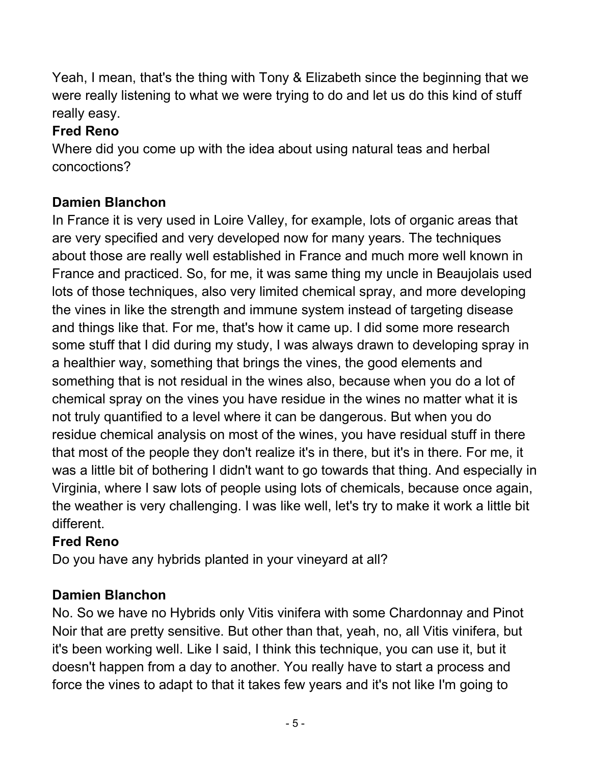Yeah, I mean, that's the thing with Tony & Elizabeth since the beginning that we were really listening to what we were trying to do and let us do this kind of stuff really easy.

**Fred Reno**

Where did you come up with the idea about using natural teas and herbal concoctions?

**Damien Blanchon**

In France it is very used in Loire Valley, for example, lots of organic areas that are very specified and very developed now for many years. The techniques about those are really well established in France and much more well known in France and practiced. So, for me, it was same thing my uncle in Beaujolais used lots of those techniques, also very limited chemical spray, and more developing the vines in like the strength and immune system instead of targeting disease and things like that. For me, that's how it came up. I did some more research some stuff that I did during my study, I was always drawn to developing spray in a healthier way, something that brings the vines, the good elements and something that is not residual in the wines also, because when you do a lot of chemical spray on the vines you have residue in the wines no matter what it is not truly quantified to a level where it can be dangerous. But when you do residue chemical analysis on most of the wines, you have residual stuff in there that most of the people they don't realize it's in there, but it's in there. For me, it was a little bit of bothering I didn't want to go towards that thing. And especially in Virginia, where I saw lots of people using lots of chemicals, because once again, the weather is very challenging. I was like well, let's try to make it work a little bit different.

**Fred Reno**

Do you have any hybrids planted in your vineyard at all?

**Damien Blanchon**

No. So we have no Hybrids only Vitis vinifera with some Chardonnay and Pinot Noir that are pretty sensitive. But other than that, yeah, no, all Vitis vinifera, but it's been working well. Like I said, I think this technique, you can use it, but it doesn't happen from a day to another. You really have to start a process and force the vines to adapt to that it takes few years and it's not like I'm going to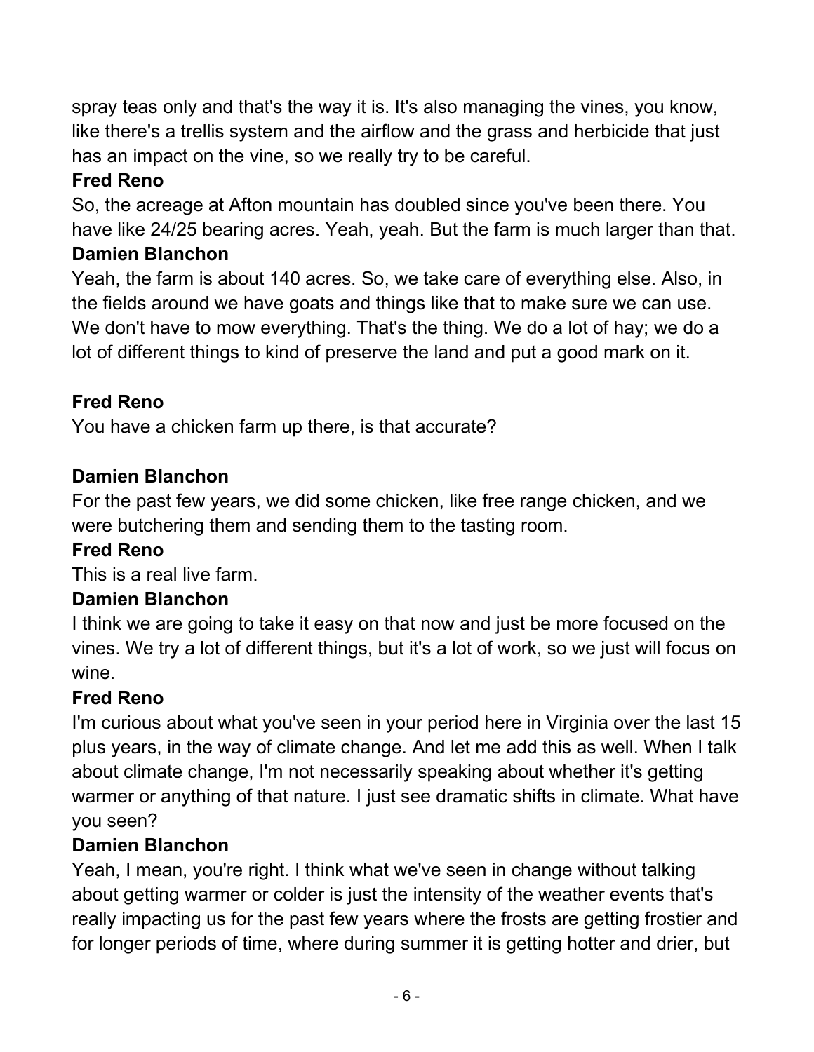spray teas only and that's the way it is. It's also managing the vines, you know, like there's a trellis system and the airflow and the grass and herbicide that just has an impact on the vine, so we really try to be careful.

**Fred Reno**

So, the acreage at Afton mountain has doubled since you've been there. You have like 24/25 bearing acres. Yeah, yeah. But the farm is much larger than that.

**Damien Blanchon**

Yeah, the farm is about 140 acres. So, we take care of everything else. Also, in the fields around we have goats and things like that to make sure we can use. We don't have to mow everything. That's the thing. We do a lot of hay; we do a lot of different things to kind of preserve the land and put a good mark on it.

**Fred Reno**

You have a chicken farm up there, is that accurate?

**Damien Blanchon**

For the past few years, we did some chicken, like free range chicken, and we were butchering them and sending them to the tasting room.

**Fred Reno**

This is a real live farm.

**Damien Blanchon**

I think we are going to take it easy on that now and just be more focused on the vines. We try a lot of different things, but it's a lot of work, so we just will focus on wine.

**Fred Reno**

I'm curious about what you've seen in your period here in Virginia over the last 15 plus years, in the way of climate change. And let me add this as well. When I talk about climate change, I'm not necessarily speaking about whether it's getting warmer or anything of that nature. I just see dramatic shifts in climate. What have you seen?

**Damien Blanchon**

Yeah, I mean, you're right. I think what we've seen in change without talking about getting warmer or colder is just the intensity of the weather events that's really impacting us for the past few years where the frosts are getting frostier and for longer periods of time, where during summer it is getting hotter and drier, but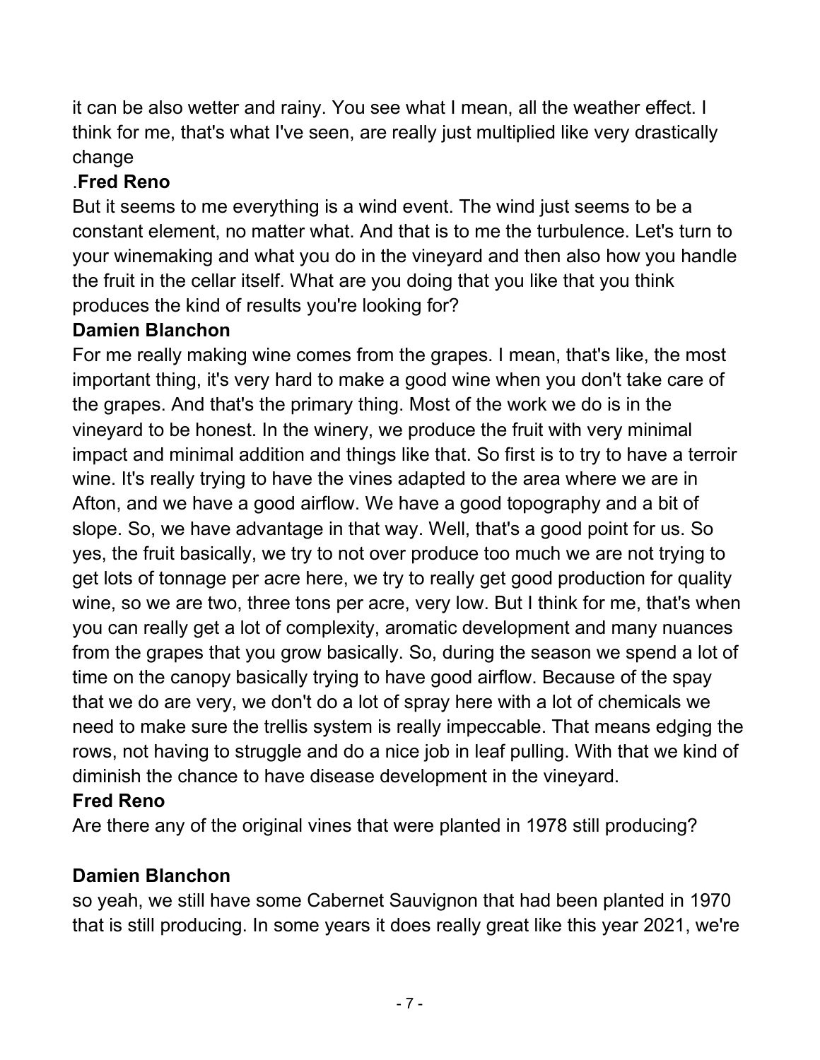it can be also wetter and rainy. You see what I mean, all the weather effect. I think for me, that's what I've seen, are really just multiplied like very drastically change

.**Fred Reno**

But it seems to me everything is a wind event. The wind just seems to be a constant element, no matter what. And that is to me the turbulence. Let's turn to your winemaking and what you do in the vineyard and then also how you handle the fruit in the cellar itself. What are you doing that you like that you think produces the kind of results you're looking for?

**Damien Blanchon**

For me really making wine comes from the grapes. I mean, that's like, the most important thing, it's very hard to make a good wine when you don't take care of the grapes. And that's the primary thing. Most of the work we do is in the vineyard to be honest. In the winery, we produce the fruit with very minimal impact and minimal addition and things like that. So first is to try to have a terroir wine. It's really trying to have the vines adapted to the area where we are in Afton, and we have a good airflow. We have a good topography and a bit of slope. So, we have advantage in that way. Well, that's a good point for us. So yes, the fruit basically, we try to not over produce too much we are not trying to get lots of tonnage per acre here, we try to really get good production for quality wine, so we are two, three tons per acre, very low. But I think for me, that's when you can really get a lot of complexity, aromatic development and many nuances from the grapes that you grow basically. So, during the season we spend a lot of time on the canopy basically trying to have good airflow. Because of the spay that we do are very, we don't do a lot of spray here with a lot of chemicals we need to make sure the trellis system is really impeccable. That means edging the rows, not having to struggle and do a nice job in leaf pulling. With that we kind of diminish the chance to have disease development in the vineyard.

**Fred Reno**

Are there any of the original vines that were planted in 1978 still producing?

**Damien Blanchon**

so yeah, we still have some Cabernet Sauvignon that had been planted in 1970 that is still producing. In some years it does really great like this year 2021, we're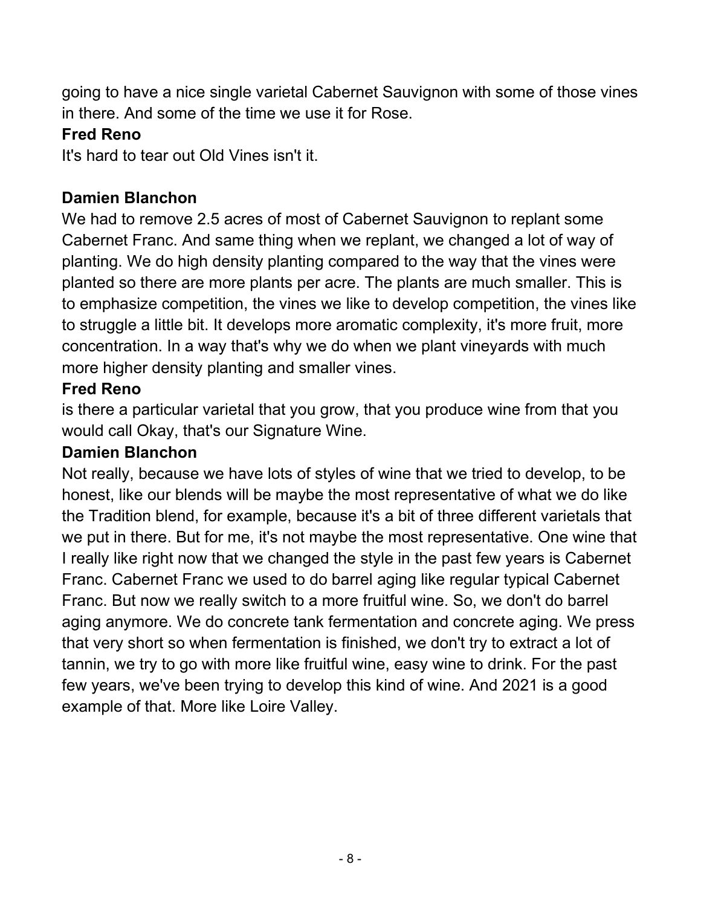going to have a nice single varietal Cabernet Sauvignon with some of those vines in there. And some of the time we use it for Rose.

**Fred Reno**

It's hard to tear out Old Vines isn't it.

**Damien Blanchon**

We had to remove 2.5 acres of most of Cabernet Sauvignon to replant some Cabernet Franc. And same thing when we replant, we changed a lot of way of planting. We do high density planting compared to the way that the vines were planted so there are more plants per acre. The plants are much smaller. This is to emphasize competition, the vines we like to develop competition, the vines like to struggle a little bit. It develops more aromatic complexity, it's more fruit, more concentration. In a way that's why we do when we plant vineyards with much more higher density planting and smaller vines.

**Fred Reno**

is there a particular varietal that you grow, that you produce wine from that you would call Okay, that's our Signature Wine.

**Damien Blanchon**

Not really, because we have lots of styles of wine that we tried to develop, to be honest, like our blends will be maybe the most representative of what we do like the Tradition blend, for example, because it's a bit of three different varietals that we put in there. But for me, it's not maybe the most representative. One wine that I really like right now that we changed the style in the past few years is Cabernet Franc. Cabernet Franc we used to do barrel aging like regular typical Cabernet Franc. But now we really switch to a more fruitful wine. So, we don't do barrel aging anymore. We do concrete tank fermentation and concrete aging. We press that very short so when fermentation is finished, we don't try to extract a lot of tannin, we try to go with more like fruitful wine, easy wine to drink. For the past few years, we've been trying to develop this kind of wine. And 2021 is a good example of that. More like Loire Valley.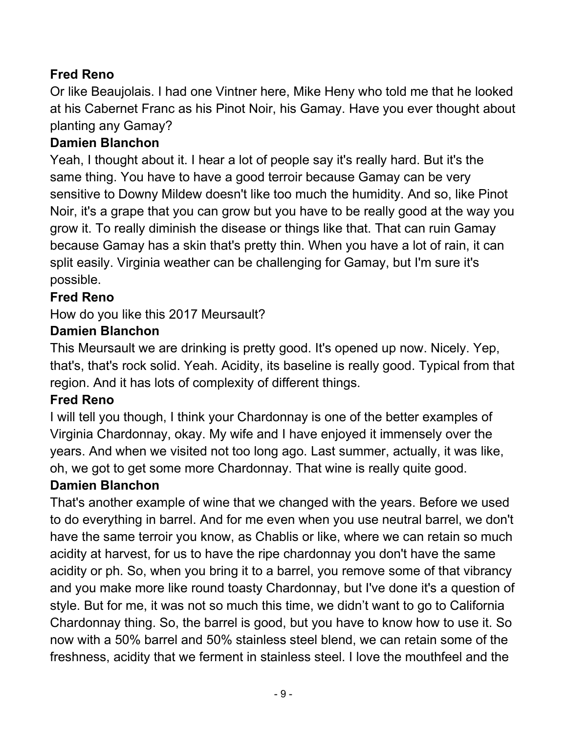**Fred Reno**

Or like Beaujolais. I had one Vintner here, Mike Heny who told me that he looked at his Cabernet Franc as his Pinot Noir, his Gamay. Have you ever thought about planting any Gamay?

**Damien Blanchon**

Yeah, I thought about it. I hear a lot of people say it's really hard. But it's the same thing. You have to have a good terroir because Gamay can be very sensitive to Downy Mildew doesn't like too much the humidity. And so, like Pinot Noir, it's a grape that you can grow but you have to be really good at the way you grow it. To really diminish the disease or things like that. That can ruin Gamay because Gamay has a skin that's pretty thin. When you have a lot of rain, it can split easily. Virginia weather can be challenging for Gamay, but I'm sure it's possible.

**Fred Reno**

How do you like this 2017 Meursault?

**Damien Blanchon**

This Meursault we are drinking is pretty good. It's opened up now. Nicely. Yep, that's, that's rock solid. Yeah. Acidity, its baseline is really good. Typical from that region. And it has lots of complexity of different things.

**Fred Reno**

I will tell you though, I think your Chardonnay is one of the better examples of Virginia Chardonnay, okay. My wife and I have enjoyed it immensely over the years. And when we visited not too long ago. Last summer, actually, it was like, oh, we got to get some more Chardonnay. That wine is really quite good.

**Damien Blanchon**

That's another example of wine that we changed with the years. Before we used to do everything in barrel. And for me even when you use neutral barrel, we don't have the same terroir you know, as Chablis or like, where we can retain so much acidity at harvest, for us to have the ripe chardonnay you don't have the same acidity or ph. So, when you bring it to a barrel, you remove some of that vibrancy and you make more like round toasty Chardonnay, but I've done it's a question of style. But for me, it was not so much this time, we didn't want to go to California Chardonnay thing. So, the barrel is good, but you have to know how to use it. So now with a 50% barrel and 50% stainless steel blend, we can retain some of the freshness, acidity that we ferment in stainless steel. I love the mouthfeel and the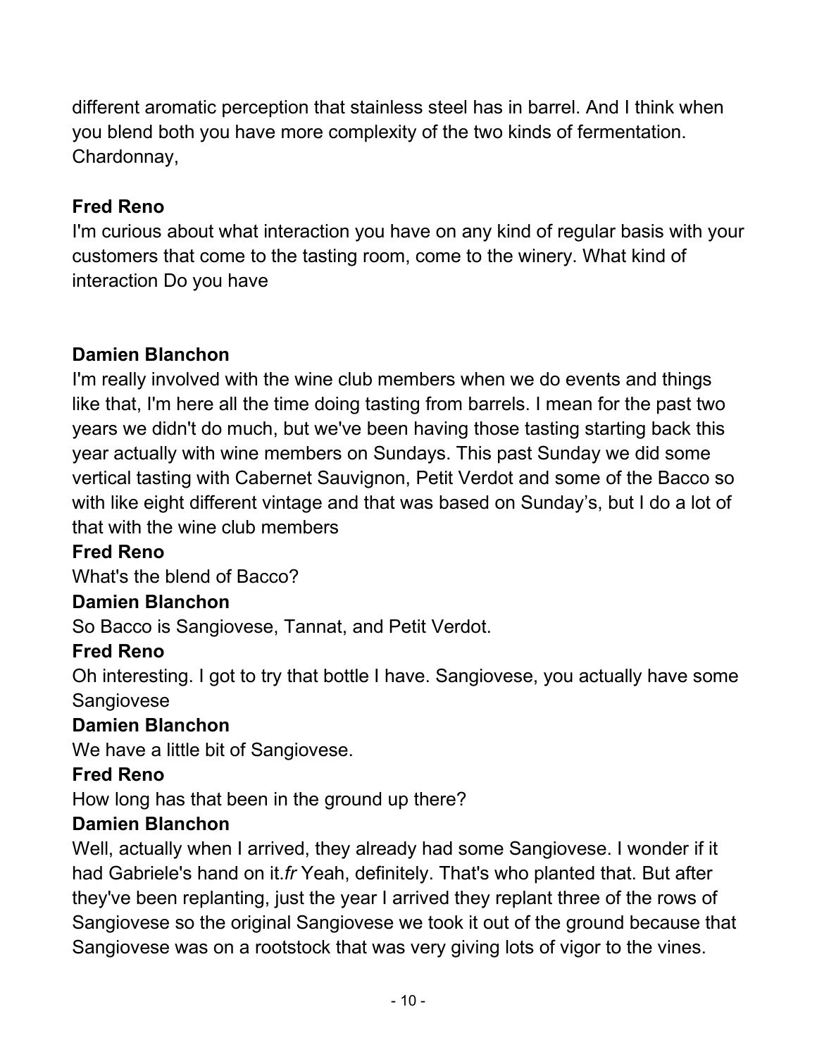different aromatic perception that stainless steel has in barrel. And I think when you blend both you have more complexity of the two kinds of fermentation. Chardonnay,

**Fred Reno**

I'm curious about what interaction you have on any kind of regular basis with your customers that come to the tasting room, come to the winery. What kind of interaction Do you have

**Damien Blanchon**

I'm really involved with the wine club members when we do events and things like that, I'm here all the time doing tasting from barrels. I mean for the past two years we didn't do much, but we've been having those tasting starting back this year actually with wine members on Sundays. This past Sunday we did some vertical tasting with Cabernet Sauvignon, Petit Verdot and some of the Bacco so with like eight different vintage and that was based on Sunday's, but I do a lot of that with the wine club members

**Fred Reno**

What's the blend of Bacco?

**Damien Blanchon**

So Bacco is Sangiovese, Tannat, and Petit Verdot.

**Fred Reno**

Oh interesting. I got to try that bottle I have. Sangiovese, you actually have some Sangiovese

**Damien Blanchon**

We have a little bit of Sangiovese.

**Fred Reno**

How long has that been in the ground up there?

**Damien Blanchon**

Well, actually when I arrived, they already had some Sangiovese. I wonder if it had Gabriele's hand on it.*fr* Yeah, definitely. That's who planted that. But after they've been replanting, just the year I arrived they replant three of the rows of Sangiovese so the original Sangiovese we took it out of the ground because that Sangiovese was on a rootstock that was very giving lots of vigor to the vines.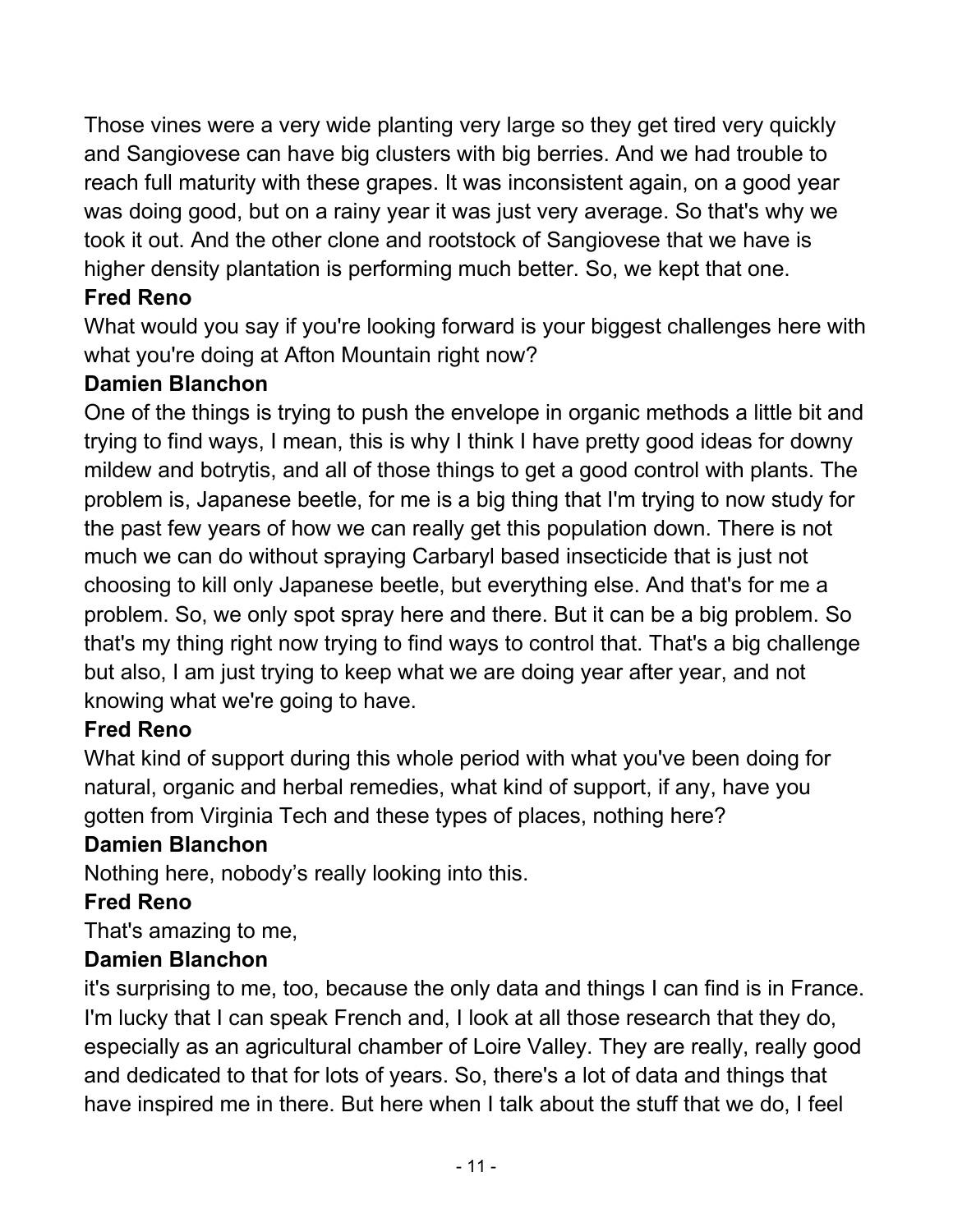Those vines were a very wide planting very large so they get tired very quickly and Sangiovese can have big clusters with big berries. And we had trouble to reach full maturity with these grapes. It was inconsistent again, on a good year was doing good, but on a rainy year it was just very average. So that's why we took it out. And the other clone and rootstock of Sangiovese that we have is higher density plantation is performing much better. So, we kept that one.

**Fred Reno**

What would you say if you're looking forward is your biggest challenges here with what you're doing at Afton Mountain right now?

**Damien Blanchon**

One of the things is trying to push the envelope in organic methods a little bit and trying to find ways, I mean, this is why I think I have pretty good ideas for downy mildew and botrytis, and all of those things to get a good control with plants. The problem is, Japanese beetle, for me is a big thing that I'm trying to now study for the past few years of how we can really get this population down. There is not much we can do without spraying Carbaryl based insecticide that is just not choosing to kill only Japanese beetle, but everything else. And that's for me a problem. So, we only spot spray here and there. But it can be a big problem. So that's my thing right now trying to find ways to control that. That's a big challenge but also, I am just trying to keep what we are doing year after year, and not knowing what we're going to have.

**Fred Reno**

What kind of support during this whole period with what you've been doing for natural, organic and herbal remedies, what kind of support, if any, have you gotten from Virginia Tech and these types of places, nothing here?

**Damien Blanchon**

Nothing here, nobody's really looking into this.

**Fred Reno**

That's amazing to me,

**Damien Blanchon**

it's surprising to me, too, because the only data and things I can find is in France. I'm lucky that I can speak French and, I look at all those research that they do, especially as an agricultural chamber of Loire Valley. They are really, really good and dedicated to that for lots of years. So, there's a lot of data and things that have inspired me in there. But here when I talk about the stuff that we do, I feel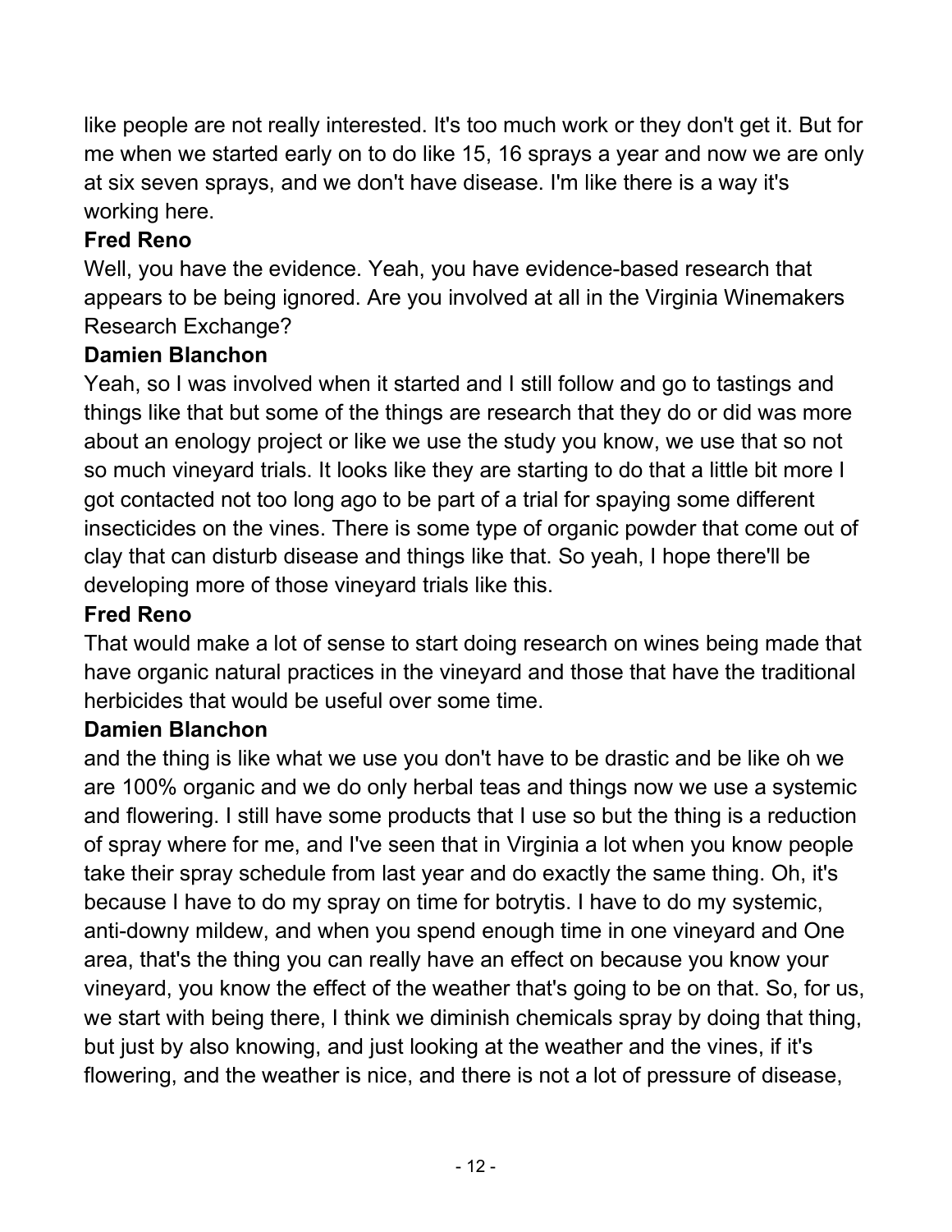like people are not really interested. It's too much work or they don't get it. But for me when we started early on to do like 15, 16 sprays a year and now we are only at six seven sprays, and we don't have disease. I'm like there is a way it's working here.

**Fred Reno**

Well, you have the evidence. Yeah, you have evidence-based research that appears to be being ignored. Are you involved at all in the Virginia Winemakers Research Exchange?

**Damien Blanchon**

Yeah, so I was involved when it started and I still follow and go to tastings and things like that but some of the things are research that they do or did was more about an enology project or like we use the study you know, we use that so not so much vineyard trials. It looks like they are starting to do that a little bit more I got contacted not too long ago to be part of a trial for spaying some different insecticides on the vines. There is some type of organic powder that come out of clay that can disturb disease and things like that. So yeah, I hope there'll be developing more of those vineyard trials like this.

**Fred Reno**

That would make a lot of sense to start doing research on wines being made that have organic natural practices in the vineyard and those that have the traditional herbicides that would be useful over some time.

**Damien Blanchon**

and the thing is like what we use you don't have to be drastic and be like oh we are 100% organic and we do only herbal teas and things now we use a systemic and flowering. I still have some products that I use so but the thing is a reduction of spray where for me, and I've seen that in Virginia a lot when you know people take their spray schedule from last year and do exactly the same thing. Oh, it's because I have to do my spray on time for botrytis. I have to do my systemic, anti-downy mildew, and when you spend enough time in one vineyard and One area, that's the thing you can really have an effect on because you know your vineyard, you know the effect of the weather that's going to be on that. So, for us, we start with being there, I think we diminish chemicals spray by doing that thing, but just by also knowing, and just looking at the weather and the vines, if it's flowering, and the weather is nice, and there is not a lot of pressure of disease,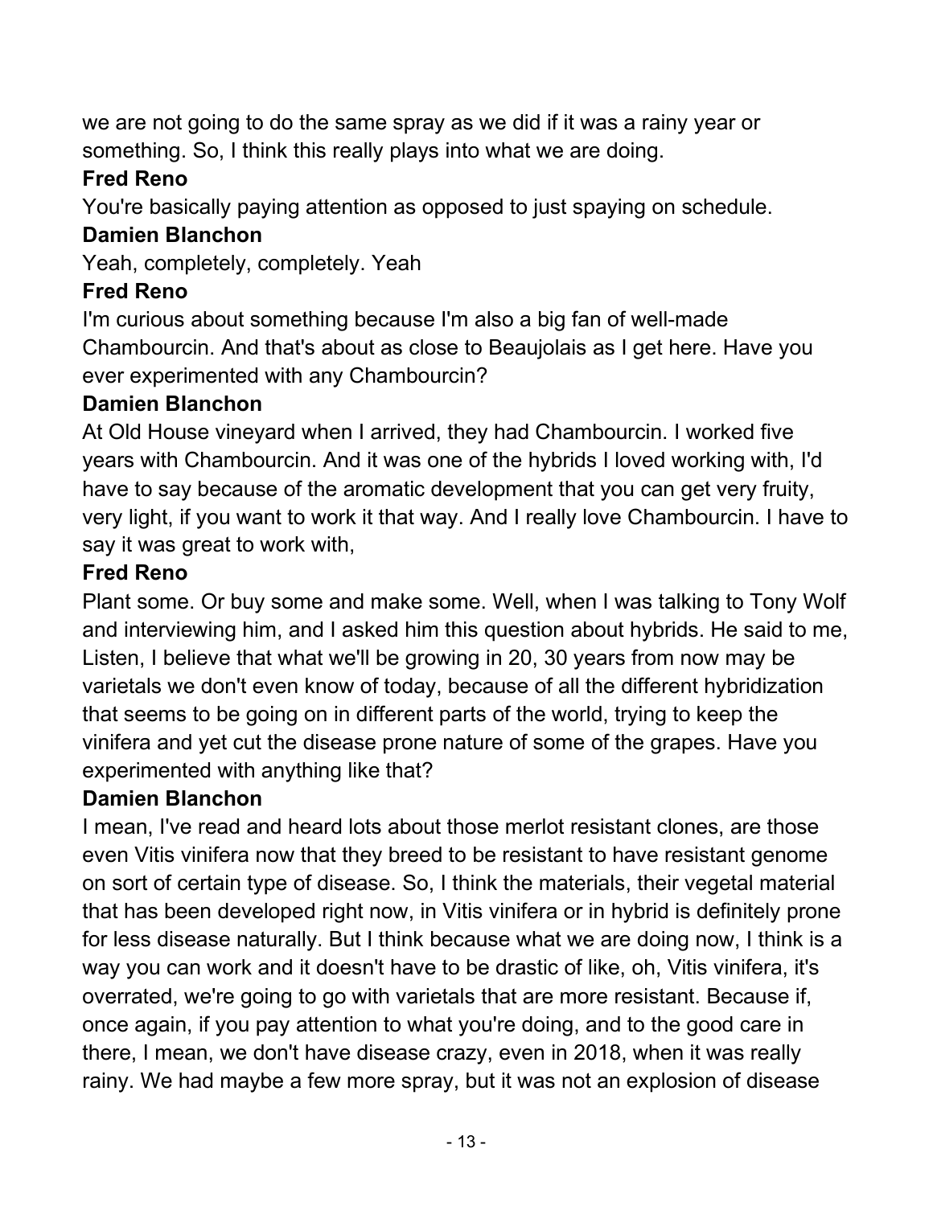we are not going to do the same spray as we did if it was a rainy year or something. So, I think this really plays into what we are doing.

**Fred Reno**

You're basically paying attention as opposed to just spaying on schedule.

**Damien Blanchon**

Yeah, completely, completely. Yeah

**Fred Reno**

I'm curious about something because I'm also a big fan of well-made Chambourcin. And that's about as close to Beaujolais as I get here. Have you ever experimented with any Chambourcin?

**Damien Blanchon**

At Old House vineyard when I arrived, they had Chambourcin. I worked five years with Chambourcin. And it was one of the hybrids I loved working with, I'd have to say because of the aromatic development that you can get very fruity, very light, if you want to work it that way. And I really love Chambourcin. I have to say it was great to work with,

**Fred Reno**

Plant some. Or buy some and make some. Well, when I was talking to Tony Wolf and interviewing him, and I asked him this question about hybrids. He said to me, Listen, I believe that what we'll be growing in 20, 30 years from now may be varietals we don't even know of today, because of all the different hybridization that seems to be going on in different parts of the world, trying to keep the vinifera and yet cut the disease prone nature of some of the grapes. Have you experimented with anything like that?

**Damien Blanchon**

I mean, I've read and heard lots about those merlot resistant clones, are those even Vitis vinifera now that they breed to be resistant to have resistant genome on sort of certain type of disease. So, I think the materials, their vegetal material that has been developed right now, in Vitis vinifera or in hybrid is definitely prone for less disease naturally. But I think because what we are doing now, I think is a way you can work and it doesn't have to be drastic of like, oh, Vitis vinifera, it's overrated, we're going to go with varietals that are more resistant. Because if, once again, if you pay attention to what you're doing, and to the good care in there, I mean, we don't have disease crazy, even in 2018, when it was really rainy. We had maybe a few more spray, but it was not an explosion of disease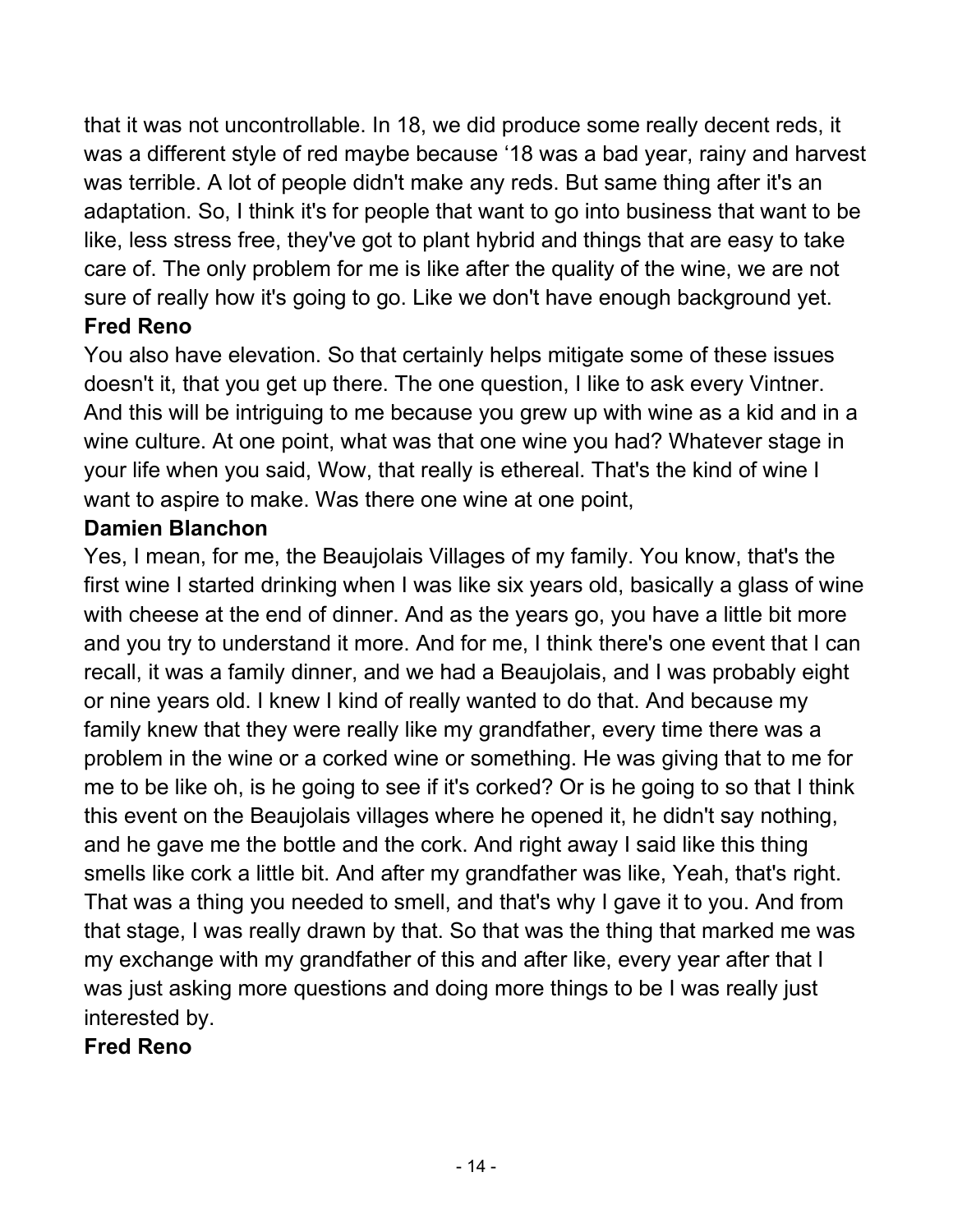that it was not uncontrollable. In 18, we did produce some really decent reds, it was a different style of red maybe because ‘18 was a bad year, rainy and harvest was terrible. A lot of people didn't make any reds. But same thing after it's an adaptation. So, I think it's for people that want to go into business that want to be like, less stress free, they've got to plant hybrid and things that are easy to take care of. The only problem for me is like after the quality of the wine, we are not sure of really how it's going to go. Like we don't have enough background yet.

**Fred Reno**

You also have elevation. So that certainly helps mitigate some of these issues doesn't it, that you get up there. The one question, I like to ask every Vintner. And this will be intriguing to me because you grew up with wine as a kid and in a wine culture. At one point, what was that one wine you had? Whatever stage in your life when you said, Wow, that really is ethereal. That's the kind of wine I want to aspire to make. Was there one wine at one point,

**Damien Blanchon**

Yes, I mean, for me, the Beaujolais Villages of my family. You know, that's the first wine I started drinking when I was like six years old, basically a glass of wine with cheese at the end of dinner. And as the years go, you have a little bit more and you try to understand it more. And for me, I think there's one event that I can recall, it was a family dinner, and we had a Beaujolais, and I was probably eight or nine years old. I knew I kind of really wanted to do that. And because my family knew that they were really like my grandfather, every time there was a problem in the wine or a corked wine or something. He was giving that to me for me to be like oh, is he going to see if it's corked? Or is he going to so that I think this event on the Beaujolais villages where he opened it, he didn't say nothing, and he gave me the bottle and the cork. And right away I said like this thing smells like cork a little bit. And after my grandfather was like, Yeah, that's right. That was a thing you needed to smell, and that's why I gave it to you. And from that stage, I was really drawn by that. So that was the thing that marked me was my exchange with my grandfather of this and after like, every year after that I was just asking more questions and doing more things to be I was really just interested by.

**Fred Reno**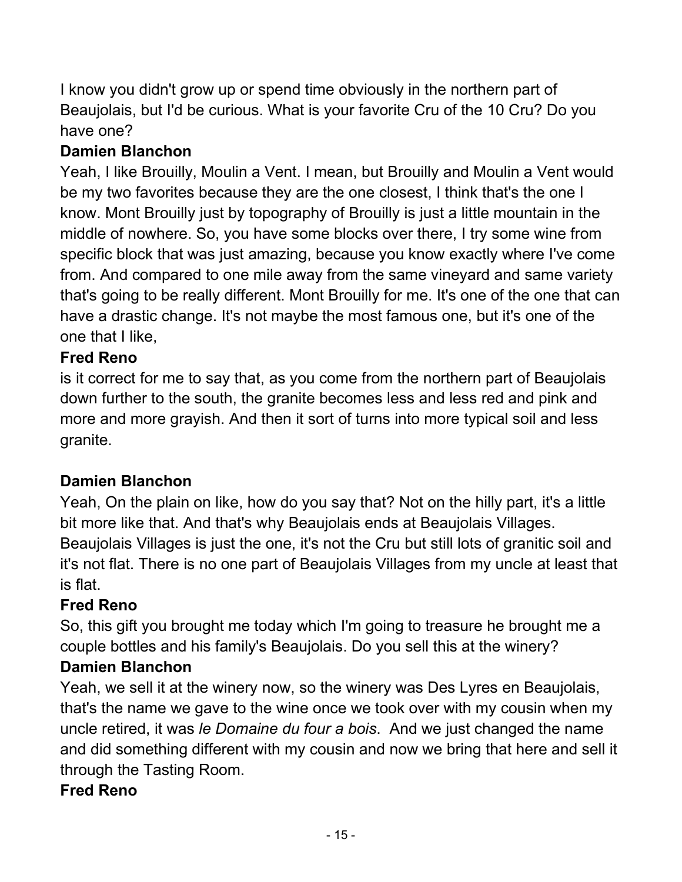I know you didn't grow up or spend time obviously in the northern part of Beaujolais, but I'd be curious. What is your favorite Cru of the 10 Cru? Do you have one?

**Damien Blanchon**

Yeah, I like Brouilly, Moulin a Vent. I mean, but Brouilly and Moulin a Vent would be my two favorites because they are the one closest, I think that's the one I know. Mont Brouilly just by topography of Brouilly is just a little mountain in the middle of nowhere. So, you have some blocks over there, I try some wine from specific block that was just amazing, because you know exactly where I've come from. And compared to one mile away from the same vineyard and same variety that's going to be really different. Mont Brouilly for me. It's one of the one that can have a drastic change. It's not maybe the most famous one, but it's one of the one that I like,

**Fred Reno**

is it correct for me to say that, as you come from the northern part of Beaujolais down further to the south, the granite becomes less and less red and pink and more and more grayish. And then it sort of turns into more typical soil and less granite.

**Damien Blanchon**

Yeah, On the plain on like, how do you say that? Not on the hilly part, it's a little bit more like that. And that's why Beaujolais ends at Beaujolais Villages. Beaujolais Villages is just the one, it's not the Cru but still lots of granitic soil and it's not flat. There is no one part of Beaujolais Villages from my uncle at least that is flat.

**Fred Reno**

So, this gift you brought me today which I'm going to treasure he brought me a couple bottles and his family's Beaujolais. Do you sell this at the winery?

**Damien Blanchon**

Yeah, we sell it at the winery now, so the winery was Des Lyres en Beaujolais, that's the name we gave to the wine once we took over with my cousin when my uncle retired, it was *le Domaine du four a bois*. And we just changed the name and did something different with my cousin and now we bring that here and sell it through the Tasting Room.

**Fred Reno**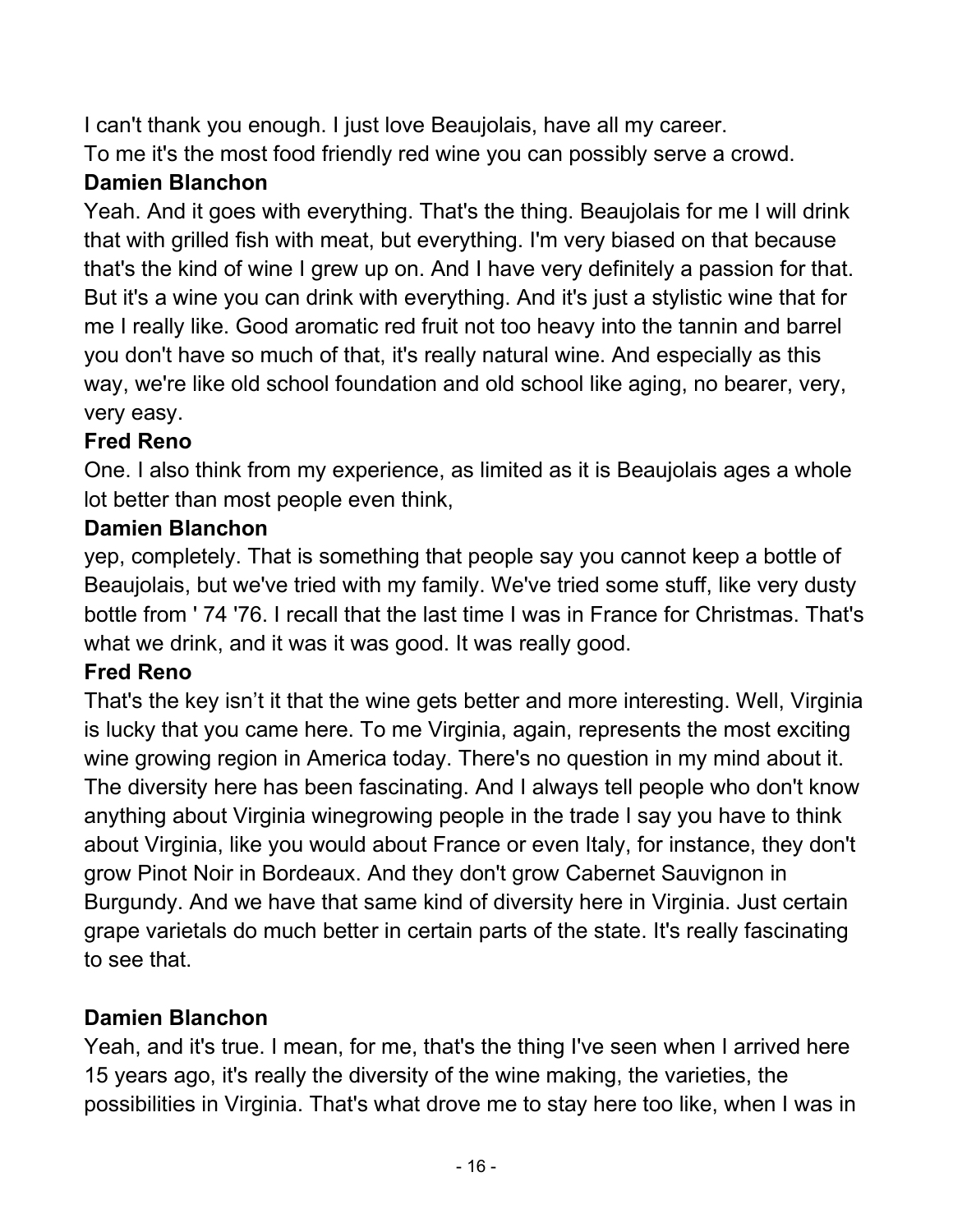I can't thank you enough. I just love Beaujolais, have all my career.
To me it's the most food friendly red wine you can possibly serve a crowd.

**Damien Blanchon**

Yeah. And it goes with everything. That's the thing. Beaujolais for me I will drink that with grilled fish with meat, but everything. I'm very biased on that because that's the kind of wine I grew up on. And I have very definitely a passion for that. But it's a wine you can drink with everything. And it's just a stylistic wine that for me I really like. Good aromatic red fruit not too heavy into the tannin and barrel you don't have so much of that, it's really natural wine. And especially as this way, we're like old school foundation and old school like aging, no bearer, very, very easy.

**Fred Reno**

One. I also think from my experience, as limited as it is Beaujolais ages a whole lot better than most people even think,

**Damien Blanchon**

yep, completely. That is something that people say you cannot keep a bottle of Beaujolais, but we've tried with my family. We've tried some stuff, like very dusty bottle from ' 74 '76. I recall that the last time I was in France for Christmas. That's what we drink, and it was it was good. It was really good.

**Fred Reno**

That's the key isn't it that the wine gets better and more interesting. Well, Virginia is lucky that you came here. To me Virginia, again, represents the most exciting wine growing region in America today. There's no question in my mind about it. The diversity here has been fascinating. And I always tell people who don't know anything about Virginia winegrowing people in the trade I say you have to think about Virginia, like you would about France or even Italy, for instance, they don't grow Pinot Noir in Bordeaux. And they don't grow Cabernet Sauvignon in Burgundy. And we have that same kind of diversity here in Virginia. Just certain grape varietals do much better in certain parts of the state. It's really fascinating to see that.

**Damien Blanchon**

Yeah, and it's true. I mean, for me, that's the thing I've seen when I arrived here 15 years ago, it's really the diversity of the wine making, the varieties, the possibilities in Virginia. That's what drove me to stay here too like, when I was in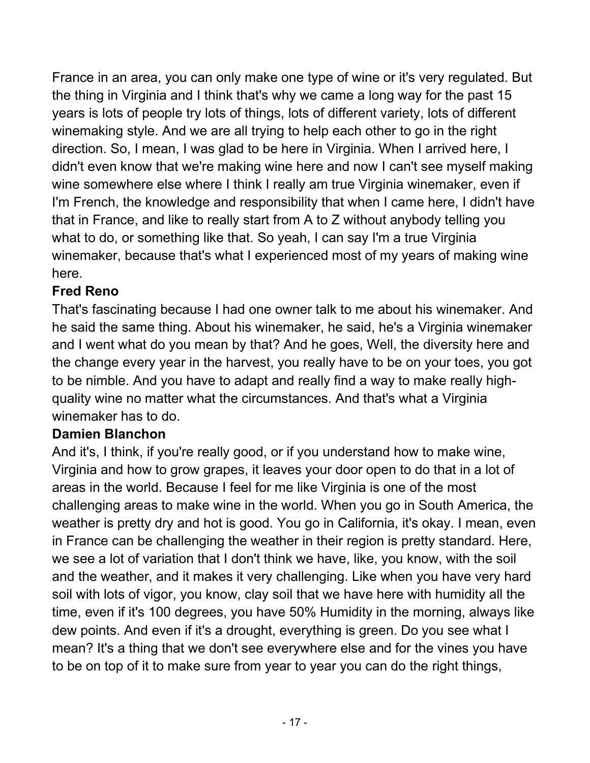France in an area, you can only make one type of wine or it's very regulated. But the thing in Virginia and I think that's why we came a long way for the past 15 years is lots of people try lots of things, lots of different variety, lots of different winemaking style. And we are all trying to help each other to go in the right direction. So, I mean, I was glad to be here in Virginia. When I arrived here, I didn't even know that we're making wine here and now I can't see myself making wine somewhere else where I think I really am true Virginia winemaker, even if I'm French, the knowledge and responsibility that when I came here, I didn't have that in France, and like to really start from A to Z without anybody telling you what to do, or something like that. So yeah, I can say I'm a true Virginia winemaker, because that's what I experienced most of my years of making wine here.

**Fred Reno**

That's fascinating because I had one owner talk to me about his winemaker. And he said the same thing. About his winemaker, he said, he's a Virginia winemaker and I went what do you mean by that? And he goes, Well, the diversity here and the change every year in the harvest, you really have to be on your toes, you got to be nimble. And you have to adapt and really find a way to make really high-quality wine no matter what the circumstances. And that's what a Virginia winemaker has to do.

**Damien Blanchon**

And it's, I think, if you're really good, or if you understand how to make wine, Virginia and how to grow grapes, it leaves your door open to do that in a lot of areas in the world. Because I feel for me like Virginia is one of the most challenging areas to make wine in the world. When you go in South America, the weather is pretty dry and hot is good. You go in California, it's okay. I mean, even in France can be challenging the weather in their region is pretty standard. Here, we see a lot of variation that I don't think we have, like, you know, with the soil and the weather, and it makes it very challenging. Like when you have very hard soil with lots of vigor, you know, clay soil that we have here with humidity all the time, even if it's 100 degrees, you have 50% Humidity in the morning, always like dew points. And even if it's a drought, everything is green. Do you see what I mean? It's a thing that we don't see everywhere else and for the vines you have to be on top of it to make sure from year to year you can do the right things,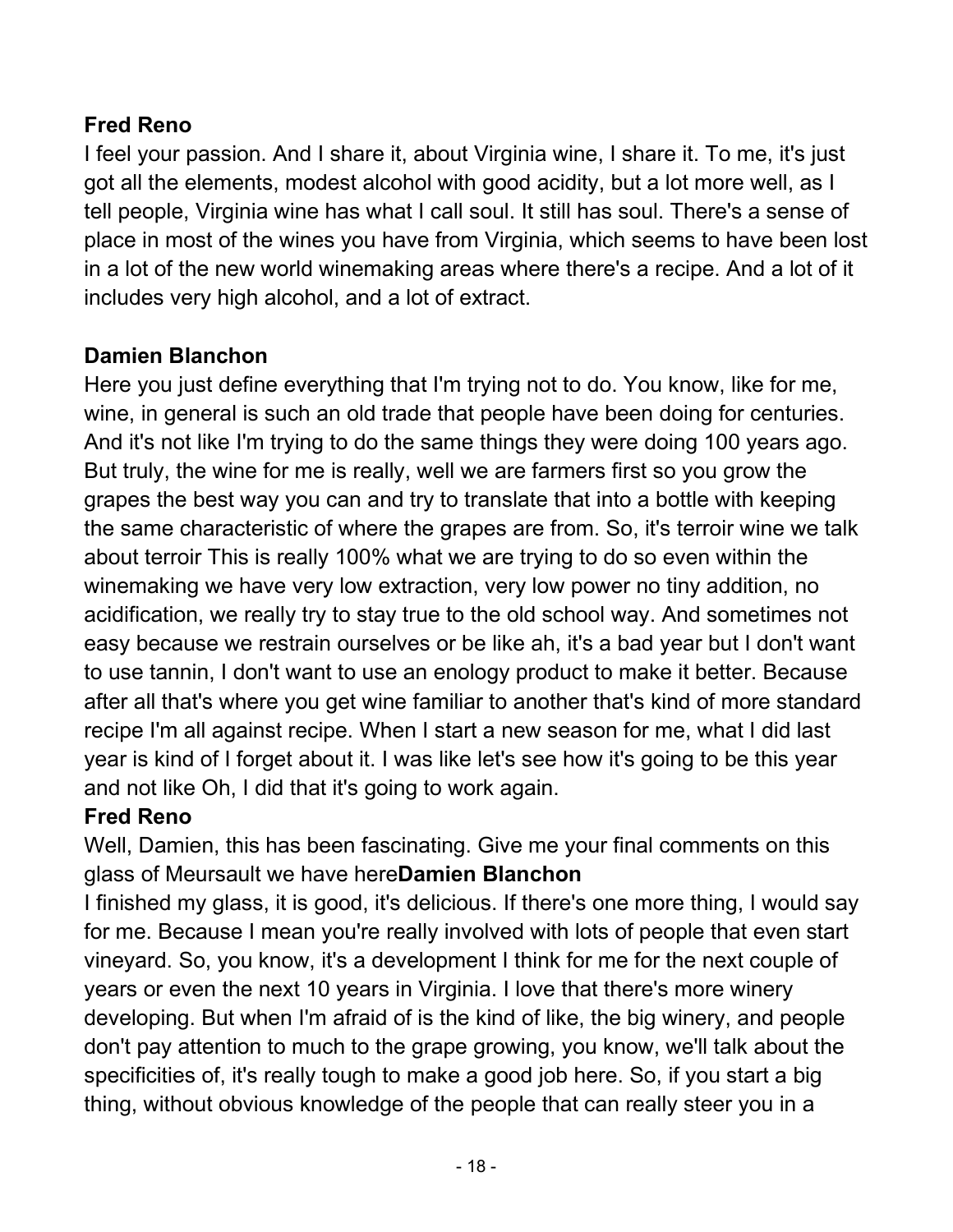**Fred Reno**

I feel your passion. And I share it, about Virginia wine, I share it. To me, it's just got all the elements, modest alcohol with good acidity, but a lot more well, as I tell people, Virginia wine has what I call soul. It still has soul. There's a sense of place in most of the wines you have from Virginia, which seems to have been lost in a lot of the new world winemaking areas where there's a recipe. And a lot of it includes very high alcohol, and a lot of extract.

**Damien Blanchon**

Here you just define everything that I'm trying not to do. You know, like for me, wine, in general is such an old trade that people have been doing for centuries. And it's not like I'm trying to do the same things they were doing 100 years ago. But truly, the wine for me is really, well we are farmers first so you grow the grapes the best way you can and try to translate that into a bottle with keeping the same characteristic of where the grapes are from. So, it's terroir wine we talk about terroir This is really 100% what we are trying to do so even within the winemaking we have very low extraction, very low power no tiny addition, no acidification, we really try to stay true to the old school way. And sometimes not easy because we restrain ourselves or be like ah, it's a bad year but I don't want to use tannin, I don't want to use an enology product to make it better. Because after all that's where you get wine familiar to another that's kind of more standard recipe I'm all against recipe. When I start a new season for me, what I did last year is kind of I forget about it. I was like let's see how it's going to be this year and not like Oh, I did that it's going to work again.

**Fred Reno**

Well, Damien, this has been fascinating. Give me your final comments on this glass of Meursault we have here

**Damien Blanchon**

I finished my glass, it is good, it's delicious. If there's one more thing, I would say for me. Because I mean you're really involved with lots of people that even start vineyard. So, you know, it's a development I think for me for the next couple of years or even the next 10 years in Virginia. I love that there's more winery developing. But when I'm afraid of is the kind of like, the big winery, and people don't pay attention to much to the grape growing, you know, we'll talk about the specificities of, it's really tough to make a good job here. So, if you start a big thing, without obvious knowledge of the people that can really steer you in a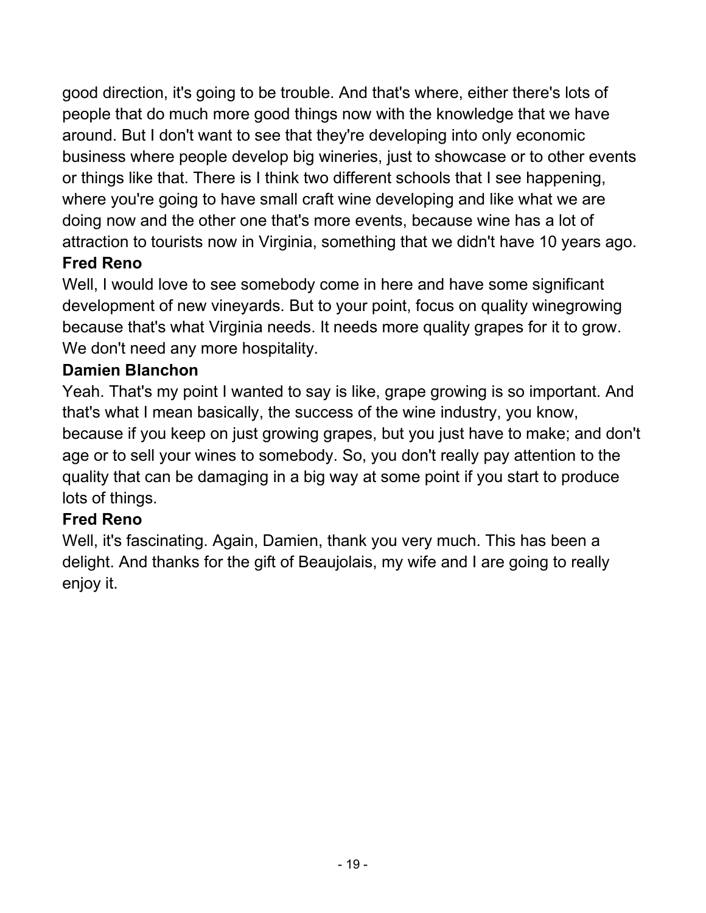good direction, it's going to be trouble. And that's where, either there's lots of people that do much more good things now with the knowledge that we have around. But I don't want to see that they're developing into only economic business where people develop big wineries, just to showcase or to other events or things like that. There is I think two different schools that I see happening, where you're going to have small craft wine developing and like what we are doing now and the other one that's more events, because wine has a lot of attraction to tourists now in Virginia, something that we didn't have 10 years ago.

**Fred Reno**

Well, I would love to see somebody come in here and have some significant development of new vineyards. But to your point, focus on quality winegrowing because that's what Virginia needs. It needs more quality grapes for it to grow. We don't need any more hospitality.

**Damien Blanchon**

Yeah. That's my point I wanted to say is like, grape growing is so important. And that's what I mean basically, the success of the wine industry, you know, because if you keep on just growing grapes, but you just have to make; and don't age or to sell your wines to somebody. So, you don't really pay attention to the quality that can be damaging in a big way at some point if you start to produce lots of things.

**Fred Reno**

Well, it's fascinating. Again, Damien, thank you very much. This has been a delight. And thanks for the gift of Beaujolais, my wife and I are going to really enjoy it.